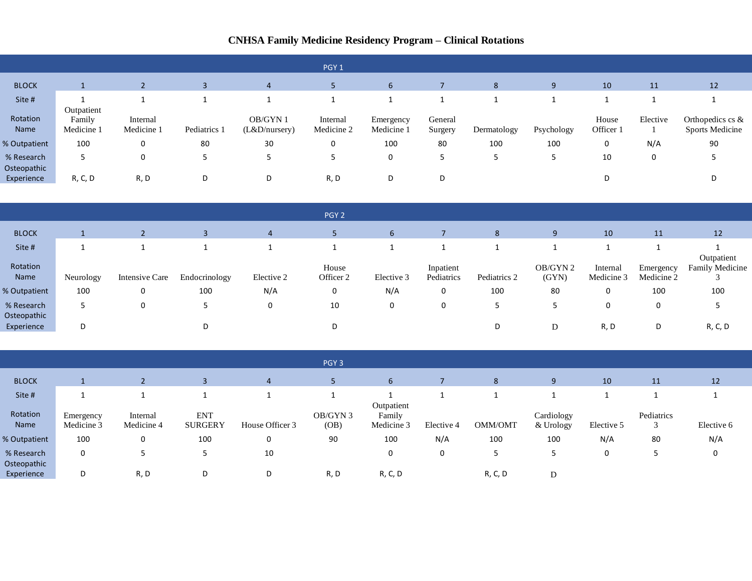# CNHSA Family Medicine Residency Program – Clinical Rotations

**PGY 1**

| BLOCK | 1 | 2 | 3 | 4 | 5 | 6 | 7 | 8 | 9 | 10 | 11 | 12 |
|---|---|---|---|---|---|---|---|---|---|---|---|---|
| Site # | 1 | 1 | 1 | 1 | 1 | 1 | 1 | 1 | 1 | 1 | 1 | 1 |
| Rotation Name | Outpatient Family Medicine 1 | Internal Medicine 1 | Pediatrics 1 | OB/GYN 1 (L&D/nursery) | Internal Medicine 2 | Emergency Medicine 1 | General Surgery | Dermatology | Psychology | House Officer 1 | Elective 1 | Orthopedics cs & Sports Medicine |
| % Outpatient | 100 | 0 | 80 | 30 | 0 | 100 | 80 | 100 | 100 | 0 | N/A | 90 |
| % Research | 5 | 0 | 5 | 5 | 5 | 0 | 5 | 5 | 5 | 10 | 0 | 5 |
| Osteopathic Experience | R, C, D | R, D | D | D | R, D | D | D | | | D | | D |

**PGY 2**

| BLOCK | 1 | 2 | 3 | 4 | 5 | 6 | 7 | 8 | 9 | 10 | 11 | 12 |
|---|---|---|---|---|---|---|---|---|---|---|---|---|
| Site # | 1 | 1 | 1 | 1 | 1 | 1 | 1 | 1 | 1 | 1 | 1 | 1 |
| Rotation Name | Neurology | Intensive Care | Endocrinology | Elective 2 | House Officer 2 | Elective 3 | Inpatient Pediatrics | Pediatrics 2 | OB/GYN 2 (GYN) | Internal Medicine 3 | Emergency Medicine 2 | Outpatient Family Medicine 3 |
| % Outpatient | 100 | 0 | 100 | N/A | 0 | N/A | 0 | 100 | 80 | 0 | 100 | 100 |
| % Research | 5 | 0 | 5 | 0 | 10 | 0 | 0 | 5 | 5 | 0 | 0 | 5 |
| Osteopathic Experience | D | | D | | D | | | D | D | R, D | D | R, C, D |

**PGY 3**

| BLOCK | 1 | 2 | 3 | 4 | 5 | 6 | 7 | 8 | 9 | 10 | 11 | 12 |
|---|---|---|---|---|---|---|---|---|---|---|---|---|
| Site # | 1 | 1 | 1 | 1 | 1 | 1 | 1 | 1 | 1 | 1 | 1 | 1 |
| Rotation Name | Emergency Medicine 3 | Internal Medicine 4 | ENT SURGERY | House Officer 3 | OB/GYN 3 (OB) | Outpatient Family Medicine 3 | Elective 4 | OMM/OMT | Cardiology & Urology | Elective 5 | Pediatrics 3 | Elective 6 |
| % Outpatient | 100 | 0 | 100 | 0 | 90 | 100 | N/A | 100 | 100 | N/A | 80 | N/A |
| % Research | 0 | 5 | 5 | 10 | | 0 | 0 | 5 | 5 | 0 | 5 | 0 |
| Osteopathic Experience | D | R, D | D | D | R, D | R, C, D | | R, C, D | D | | | |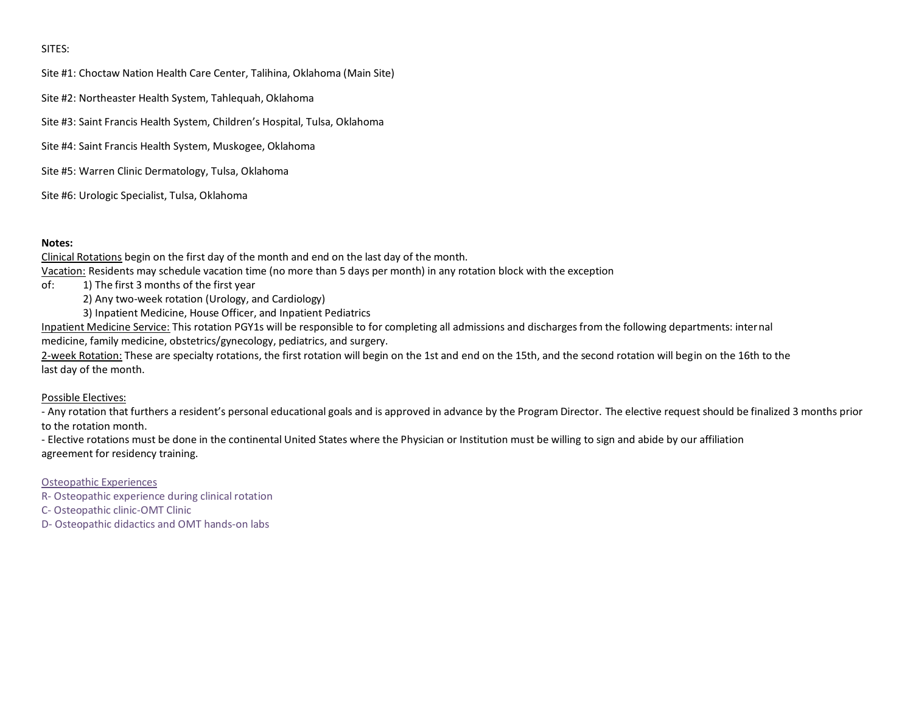SITES:

Site #1: Choctaw Nation Health Care Center, Talihina, Oklahoma (Main Site)

Site #2: Northeaster Health System, Tahlequah, Oklahoma

Site #3: Saint Francis Health System, Children's Hospital, Tulsa, Oklahoma

Site #4: Saint Francis Health System, Muskogee, Oklahoma

Site #5: Warren Clinic Dermatology, Tulsa, Oklahoma

Site #6: Urologic Specialist, Tulsa, Oklahoma

**Notes:**

Clinical Rotations begin on the first day of the month and end on the last day of the month.

Vacation: Residents may schedule vacation time (no more than 5 days per month) in any rotation block with the exception of:

1) The first 3 months of the first year
2) Any two-week rotation (Urology, and Cardiology)
3) Inpatient Medicine, House Officer, and Inpatient Pediatrics

Inpatient Medicine Service: This rotation PGY1s will be responsible to for completing all admissions and discharges from the following departments: internal medicine, family medicine, obstetrics/gynecology, pediatrics, and surgery.

2-week Rotation: These are specialty rotations, the first rotation will begin on the 1st and end on the 15th, and the second rotation will begin on the 16th to the last day of the month.

Possible Electives:

- Any rotation that furthers a resident's personal educational goals and is approved in advance by the Program Director. The elective request should be finalized 3 months prior to the rotation month.
- Elective rotations must be done in the continental United States where the Physician or Institution must be willing to sign and abide by our affiliation agreement for residency training.

Osteopathic Experiences

R- Osteopathic experience during clinical rotation

C- Osteopathic clinic-OMT Clinic

D- Osteopathic didactics and OMT hands-on labs